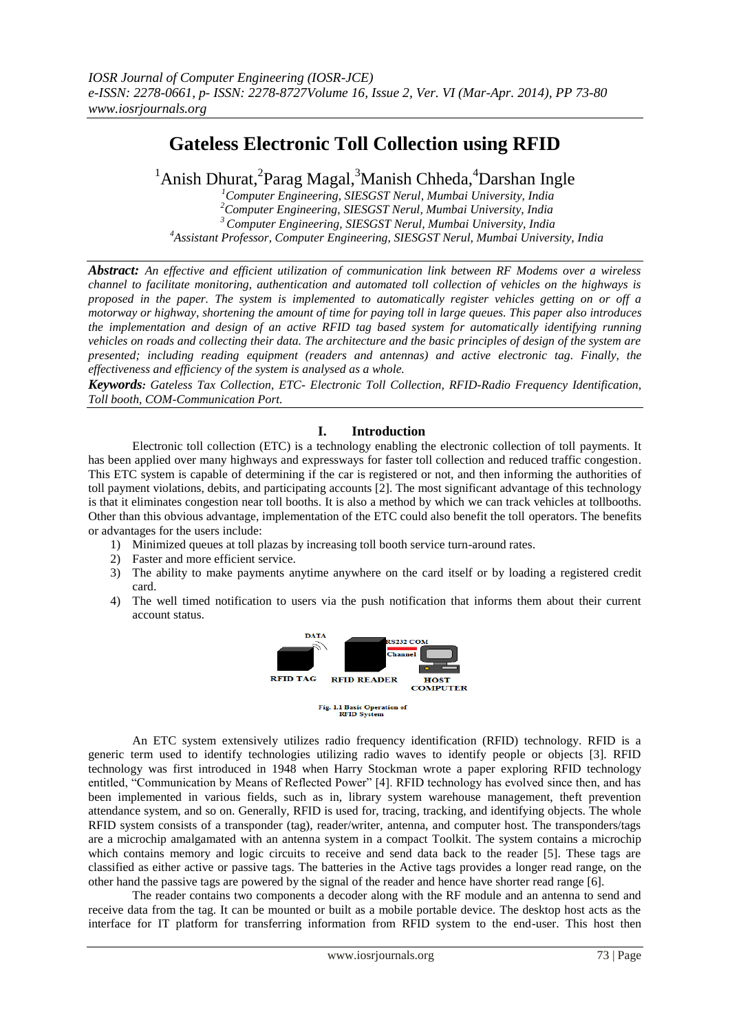# Gateless Electronic Toll Collection using RFID

[1]Anish Dhurat,[2]Parag Magal,[3]Manish Chheda,[4]Darshan Ingle

[1]*Computer Engineering, SIESGST Nerul, Mumbai University, India*
[2]*Computer Engineering, SIESGST Nerul, Mumbai University, India*
[3]*Computer Engineering, SIESGST Nerul, Mumbai University, India*
[4]*Assistant Professor, Computer Engineering, SIESGST Nerul, Mumbai University, India*

***Abstract:*** *An effective and efficient utilization of communication link between RF Modems over a wireless channel to facilitate monitoring, authentication and automated toll collection of vehicles on the highways is proposed in the paper. The system is implemented to automatically register vehicles getting on or off a motorway or highway, shortening the amount of time for paying toll in large queues. This paper also introduces the implementation and design of an active RFID tag based system for automatically identifying running vehicles on roads and collecting their data. The architecture and the basic principles of design of the system are presented; including reading equipment (readers and antennas) and active electronic tag. Finally, the effectiveness and efficiency of the system is analysed as a whole.*

***Keywords:*** *Gateless Tax Collection, ETC- Electronic Toll Collection, RFID-Radio Frequency Identification, Toll booth, COM-Communication Port.*

## I. Introduction

Electronic toll collection (ETC) is a technology enabling the electronic collection of toll payments. It has been applied over many highways and expressways for faster toll collection and reduced traffic congestion. This ETC system is capable of determining if the car is registered or not, and then informing the authorities of toll payment violations, debits, and participating accounts [2]. The most significant advantage of this technology is that it eliminates congestion near toll booths. It is also a method by which we can track vehicles at tollbooths. Other than this obvious advantage, implementation of the ETC could also benefit the toll operators. The benefits or advantages for the users include:

1) Minimized queues at toll plazas by increasing toll booth service turn-around rates.
2) Faster and more efficient service.
3) The ability to make payments anytime anywhere on the card itself or by loading a registered credit card.
4) The well timed notification to users via the push notification that informs them about their current account status.

DATA | RS232 COM Channel | RFID TAG | RFID READER | HOST COMPUTER

Fig. 1.1 Basic Operation of RFID System

An ETC system extensively utilizes radio frequency identification (RFID) technology. RFID is a generic term used to identify technologies utilizing radio waves to identify people or objects [3]. RFID technology was first introduced in 1948 when Harry Stockman wrote a paper exploring RFID technology entitled, "Communication by Means of Reflected Power" [4]. RFID technology has evolved since then, and has been implemented in various fields, such as in, library system warehouse management, theft prevention attendance system, and so on. Generally, RFID is used for, tracing, tracking, and identifying objects. The whole RFID system consists of a transponder (tag), reader/writer, antenna, and computer host. The transponders/tags are a microchip amalgamated with an antenna system in a compact Toolkit. The system contains a microchip which contains memory and logic circuits to receive and send data back to the reader [5]. These tags are classified as either active or passive tags. The batteries in the Active tags provides a longer read range, on the other hand the passive tags are powered by the signal of the reader and hence have shorter read range [6].

The reader contains two components a decoder along with the RF module and an antenna to send and receive data from the tag. It can be mounted or built as a mobile portable device. The desktop host acts as the interface for IT platform for transferring information from RFID system to the end-user. This host then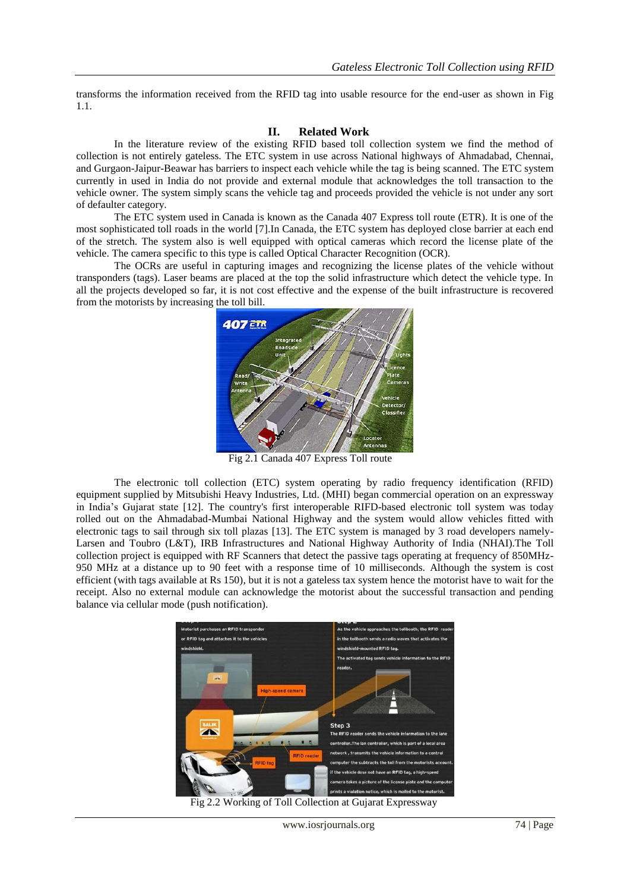transforms the information received from the RFID tag into usable resource for the end-user as shown in Fig 1.1.

## II. Related Work

In the literature review of the existing RFID based toll collection system we find the method of collection is not entirely gateless. The ETC system in use across National highways of Ahmadabad, Chennai, and Gurgaon-Jaipur-Beawar has barriers to inspect each vehicle while the tag is being scanned. The ETC system currently in used in India do not provide and external module that acknowledges the toll transaction to the vehicle owner. The system simply scans the vehicle tag and proceeds provided the vehicle is not under any sort of defaulter category.

The ETC system used in Canada is known as the Canada 407 Express toll route (ETR). It is one of the most sophisticated toll roads in the world [7].In Canada, the ETC system has deployed close barrier at each end of the stretch. The system also is well equipped with optical cameras which record the license plate of the vehicle. The camera specific to this type is called Optical Character Recognition (OCR).

The OCRs are useful in capturing images and recognizing the license plates of the vehicle without transponders (tags). Laser beams are placed at the top the solid infrastructure which detect the vehicle type. In all the projects developed so far, it is not cost effective and the expense of the built infrastructure is recovered from the motorists by increasing the toll bill.

Fig 2.1 Canada 407 Express Toll route

The electronic toll collection (ETC) system operating by radio frequency identification (RFID) equipment supplied by Mitsubishi Heavy Industries, Ltd. (MHI) began commercial operation on an expressway in India's Gujarat state [12]. The country's first interoperable RIFD-based electronic toll system was today rolled out on the Ahmadabad-Mumbai National Highway and the system would allow vehicles fitted with electronic tags to sail through six toll plazas [13]. The ETC system is managed by 3 road developers namely- Larsen and Toubro (L&T), IRB Infrastructures and National Highway Authority of India (NHAI).The Toll collection project is equipped with RF Scanners that detect the passive tags operating at frequency of 850MHz-950 MHz at a distance up to 90 feet with a response time of 10 milliseconds. Although the system is cost efficient (with tags available at Rs 150), but it is not a gateless tax system hence the motorist have to wait for the receipt. Also no external module can acknowledge the motorist about the successful transaction and pending balance via cellular mode (push notification).

Fig 2.2 Working of Toll Collection at Gujarat Expressway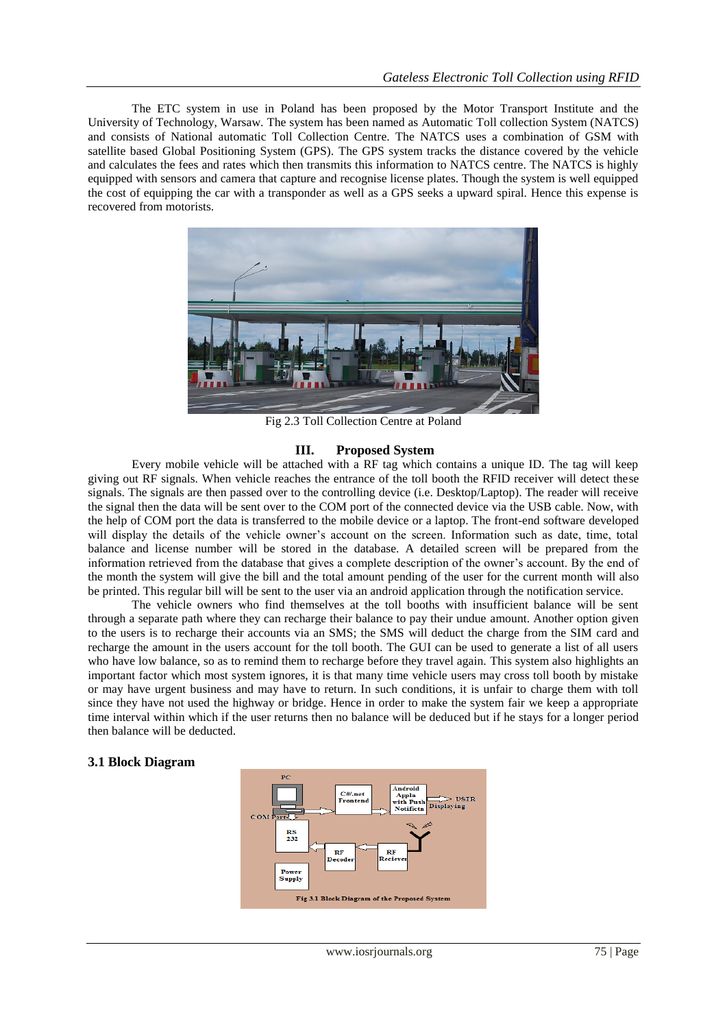The ETC system in use in Poland has been proposed by the Motor Transport Institute and the University of Technology, Warsaw. The system has been named as Automatic Toll collection System (NATCS) and consists of National automatic Toll Collection Centre. The NATCS uses a combination of GSM with satellite based Global Positioning System (GPS). The GPS system tracks the distance covered by the vehicle and calculates the fees and rates which then transmits this information to NATCS centre. The NATCS is highly equipped with sensors and camera that capture and recognise license plates. Though the system is well equipped the cost of equipping the car with a transponder as well as a GPS seeks a upward spiral. Hence this expense is recovered from motorists.

Fig 2.3 Toll Collection Centre at Poland

## III. Proposed System

Every mobile vehicle will be attached with a RF tag which contains a unique ID. The tag will keep giving out RF signals. When vehicle reaches the entrance of the toll booth the RFID receiver will detect these signals. The signals are then passed over to the controlling device (i.e. Desktop/Laptop). The reader will receive the signal then the data will be sent over to the COM port of the connected device via the USB cable. Now, with the help of COM port the data is transferred to the mobile device or a laptop. The front-end software developed will display the details of the vehicle owner's account on the screen. Information such as date, time, total balance and license number will be stored in the database. A detailed screen will be prepared from the information retrieved from the database that gives a complete description of the owner's account. By the end of the month the system will give the bill and the total amount pending of the user for the current month will also be printed. This regular bill will be sent to the user via an android application through the notification service.

The vehicle owners who find themselves at the toll booths with insufficient balance will be sent through a separate path where they can recharge their balance to pay their undue amount. Another option given to the users is to recharge their accounts via an SMS; the SMS will deduct the charge from the SIM card and recharge the amount in the users account for the toll booth. The GUI can be used to generate a list of all users who have low balance, so as to remind them to recharge before they travel again. This system also highlights an important factor which most system ignores, it is that many time vehicle users may cross toll booth by mistake or may have urgent business and may have to return. In such conditions, it is unfair to charge them with toll since they have not used the highway or bridge. Hence in order to make the system fair we keep a appropriate time interval within which if the user returns then no balance will be deduced but if he stays for a longer period then balance will be deducted.

### 3.1 Block Diagram

Fig 3.1 Block Diagram of the Proposed System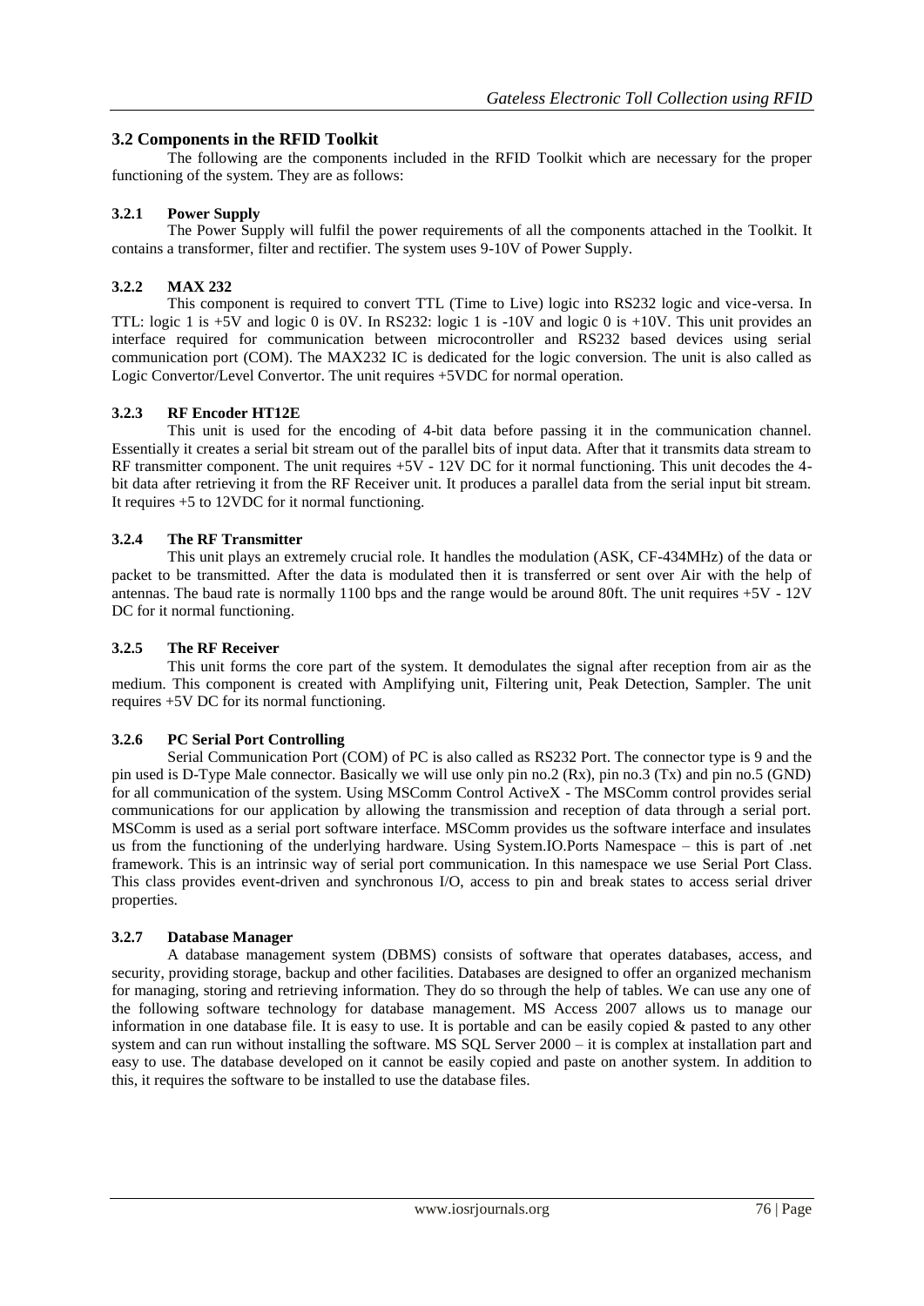## 3.2 Components in the RFID Toolkit

The following are the components included in the RFID Toolkit which are necessary for the proper functioning of the system. They are as follows:

### 3.2.1 Power Supply

The Power Supply will fulfil the power requirements of all the components attached in the Toolkit. It contains a transformer, filter and rectifier. The system uses 9-10V of Power Supply.

### 3.2.2 MAX 232

This component is required to convert TTL (Time to Live) logic into RS232 logic and vice-versa. In TTL: logic 1 is +5V and logic 0 is 0V. In RS232: logic 1 is -10V and logic 0 is +10V. This unit provides an interface required for communication between microcontroller and RS232 based devices using serial communication port (COM). The MAX232 IC is dedicated for the logic conversion. The unit is also called as Logic Convertor/Level Convertor. The unit requires +5VDC for normal operation.

### 3.2.3 RF Encoder HT12E

This unit is used for the encoding of 4-bit data before passing it in the communication channel. Essentially it creates a serial bit stream out of the parallel bits of input data. After that it transmits data stream to RF transmitter component. The unit requires +5V - 12V DC for it normal functioning. This unit decodes the 4-bit data after retrieving it from the RF Receiver unit. It produces a parallel data from the serial input bit stream. It requires +5 to 12VDC for it normal functioning.

### 3.2.4 The RF Transmitter

This unit plays an extremely crucial role. It handles the modulation (ASK, CF-434MHz) of the data or packet to be transmitted. After the data is modulated then it is transferred or sent over Air with the help of antennas. The baud rate is normally 1100 bps and the range would be around 80ft. The unit requires +5V - 12V DC for it normal functioning.

### 3.2.5 The RF Receiver

This unit forms the core part of the system. It demodulates the signal after reception from air as the medium. This component is created with Amplifying unit, Filtering unit, Peak Detection, Sampler. The unit requires +5V DC for its normal functioning.

### 3.2.6 PC Serial Port Controlling

Serial Communication Port (COM) of PC is also called as RS232 Port. The connector type is 9 and the pin used is D-Type Male connector. Basically we will use only pin no.2 (Rx), pin no.3 (Tx) and pin no.5 (GND) for all communication of the system. Using MSComm Control ActiveX - The MSComm control provides serial communications for our application by allowing the transmission and reception of data through a serial port. MSComm is used as a serial port software interface. MSComm provides us the software interface and insulates us from the functioning of the underlying hardware. Using System.IO.Ports Namespace – this is part of .net framework. This is an intrinsic way of serial port communication. In this namespace we use Serial Port Class. This class provides event-driven and synchronous I/O, access to pin and break states to access serial driver properties.

### 3.2.7 Database Manager

A database management system (DBMS) consists of software that operates databases, access, and security, providing storage, backup and other facilities. Databases are designed to offer an organized mechanism for managing, storing and retrieving information. They do so through the help of tables. We can use any one of the following software technology for database management. MS Access 2007 allows us to manage our information in one database file. It is easy to use. It is portable and can be easily copied & pasted to any other system and can run without installing the software. MS SQL Server 2000 – it is complex at installation part and easy to use. The database developed on it cannot be easily copied and paste on another system. In addition to this, it requires the software to be installed to use the database files.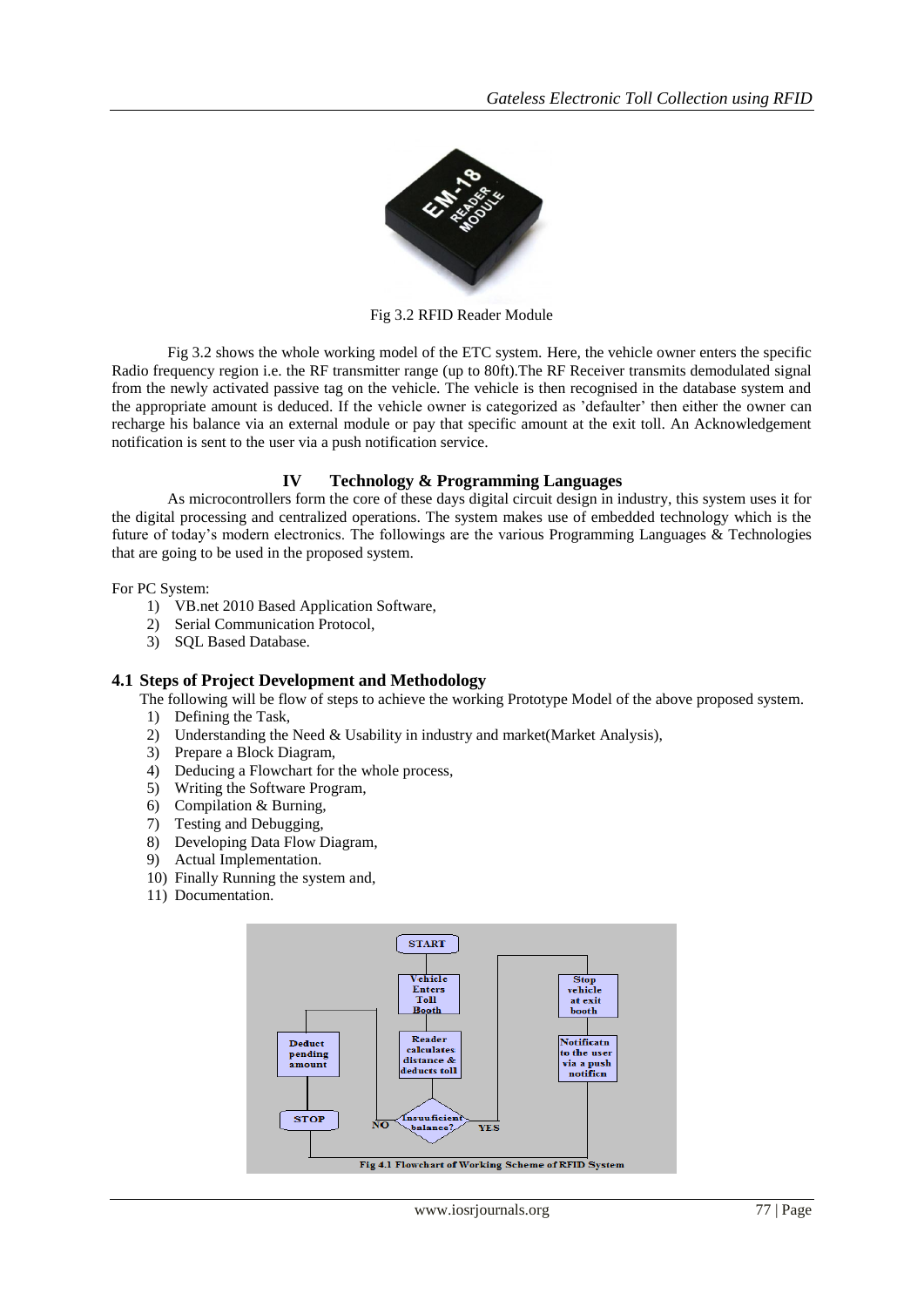Fig 3.2 RFID Reader Module

Fig 3.2 shows the whole working model of the ETC system. Here, the vehicle owner enters the specific Radio frequency region i.e. the RF transmitter range (up to 80ft).The RF Receiver transmits demodulated signal from the newly activated passive tag on the vehicle. The vehicle is then recognised in the database system and the appropriate amount is deduced. If the vehicle owner is categorized as 'defaulter' then either the owner can recharge his balance via an external module or pay that specific amount at the exit toll. An Acknowledgement notification is sent to the user via a push notification service.

## IV Technology & Programming Languages

As microcontrollers form the core of these days digital circuit design in industry, this system uses it for the digital processing and centralized operations. The system makes use of embedded technology which is the future of today's modern electronics. The followings are the various Programming Languages & Technologies that are going to be used in the proposed system.

For PC System:

1) VB.net 2010 Based Application Software,
2) Serial Communication Protocol,
3) SQL Based Database.

### 4.1 Steps of Project Development and Methodology

The following will be flow of steps to achieve the working Prototype Model of the above proposed system.

1) Defining the Task,
2) Understanding the Need & Usability in industry and market(Market Analysis),
3) Prepare a Block Diagram,
4) Deducing a Flowchart for the whole process,
5) Writing the Software Program,
6) Compilation & Burning,
7) Testing and Debugging,
8) Developing Data Flow Diagram,
9) Actual Implementation.
10) Finally Running the system and,
11) Documentation.

Fig 4.1 Flowchart of Working Scheme of RFID System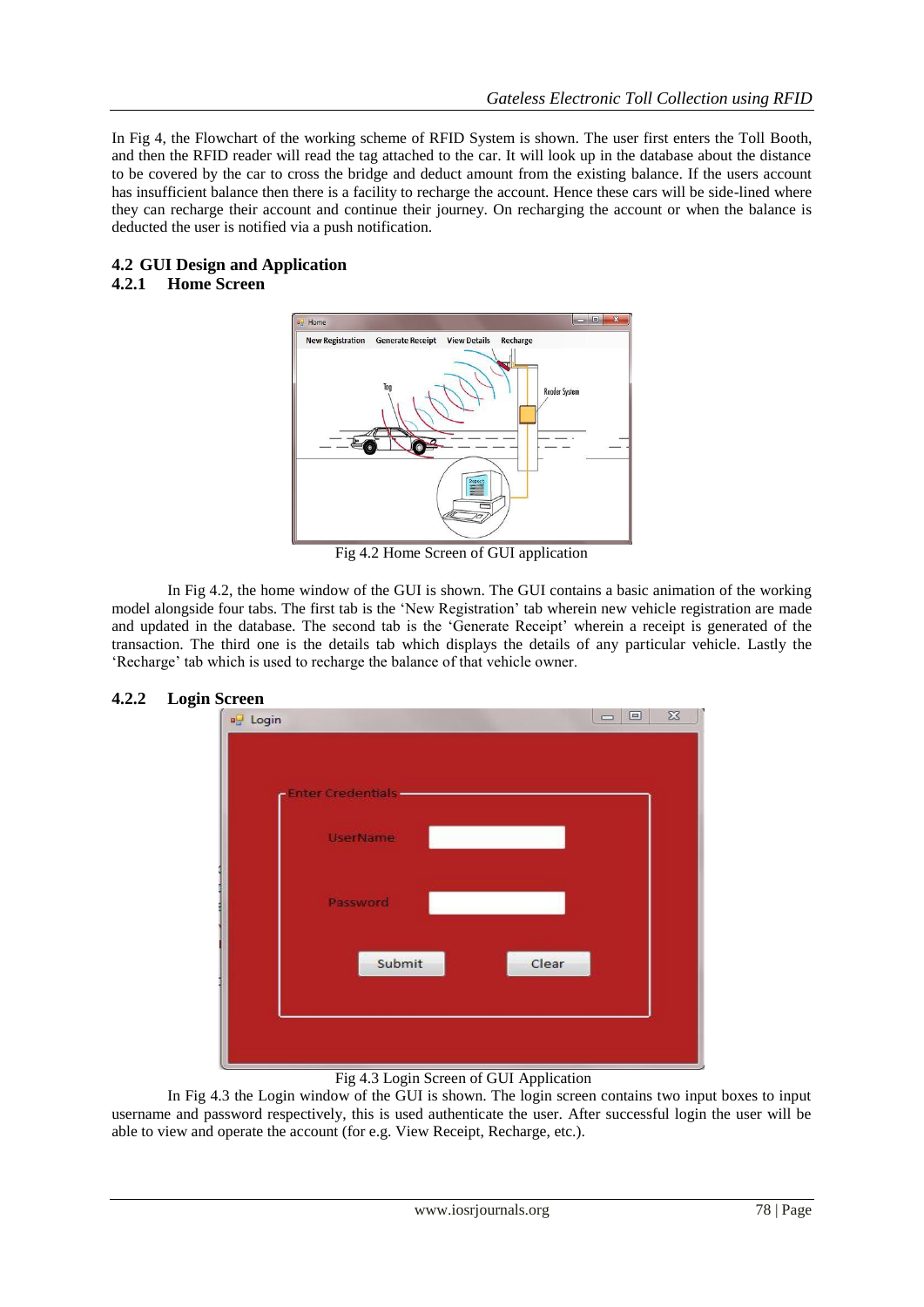In Fig 4, the Flowchart of the working scheme of RFID System is shown. The user first enters the Toll Booth, and then the RFID reader will read the tag attached to the car. It will look up in the database about the distance to be covered by the car to cross the bridge and deduct amount from the existing balance. If the users account has insufficient balance then there is a facility to recharge the account. Hence these cars will be side-lined where they can recharge their account and continue their journey. On recharging the account or when the balance is deducted the user is notified via a push notification.

## 4.2 GUI Design and Application

### 4.2.1 Home Screen

Fig 4.2 Home Screen of GUI application

In Fig 4.2, the home window of the GUI is shown. The GUI contains a basic animation of the working model alongside four tabs. The first tab is the 'New Registration' tab wherein new vehicle registration are made and updated in the database. The second tab is the 'Generate Receipt' wherein a receipt is generated of the transaction. The third one is the details tab which displays the details of any particular vehicle. Lastly the 'Recharge' tab which is used to recharge the balance of that vehicle owner.

### 4.2.2 Login Screen

Fig 4.3 Login Screen of GUI Application

In Fig 4.3 the Login window of the GUI is shown. The login screen contains two input boxes to input username and password respectively, this is used authenticate the user. After successful login the user will be able to view and operate the account (for e.g. View Receipt, Recharge, etc.).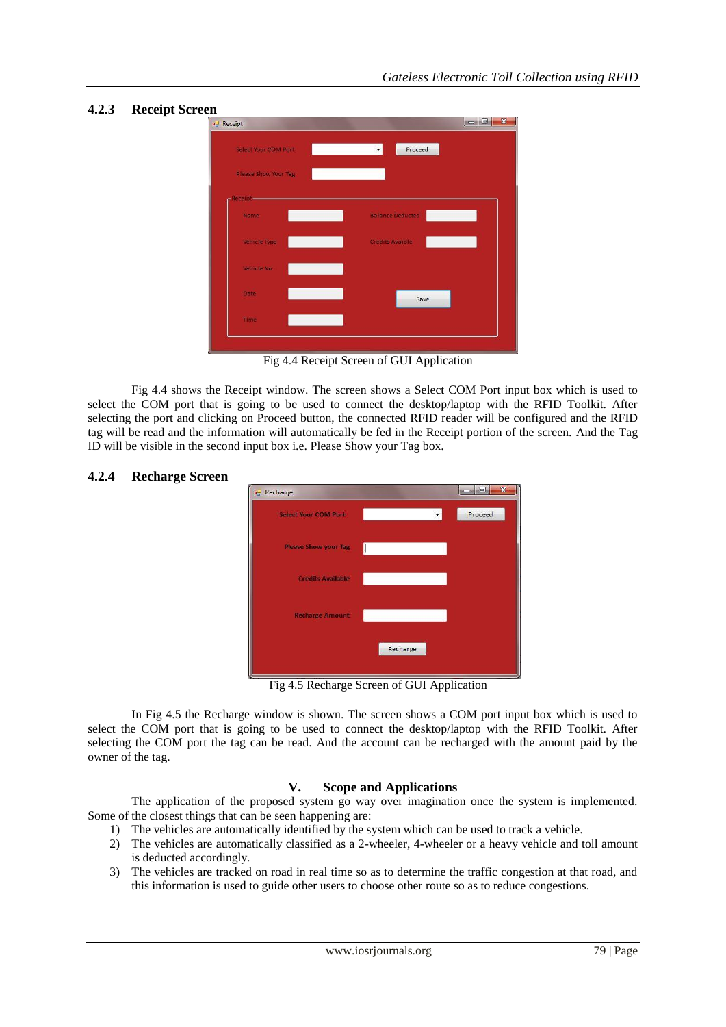### 4.2.3 Receipt Screen

Fig 4.4 Receipt Screen of GUI Application

Fig 4.4 shows the Receipt window. The screen shows a Select COM Port input box which is used to select the COM port that is going to be used to connect the desktop/laptop with the RFID Toolkit. After selecting the port and clicking on Proceed button, the connected RFID reader will be configured and the RFID tag will be read and the information will automatically be fed in the Receipt portion of the screen. And the Tag ID will be visible in the second input box i.e. Please Show your Tag box.

### 4.2.4 Recharge Screen

Fig 4.5 Recharge Screen of GUI Application

In Fig 4.5 the Recharge window is shown. The screen shows a COM port input box which is used to select the COM port that is going to be used to connect the desktop/laptop with the RFID Toolkit. After selecting the COM port the tag can be read. And the account can be recharged with the amount paid by the owner of the tag.

## V. Scope and Applications

The application of the proposed system go way over imagination once the system is implemented. Some of the closest things that can be seen happening are:

1) The vehicles are automatically identified by the system which can be used to track a vehicle.
2) The vehicles are automatically classified as a 2-wheeler, 4-wheeler or a heavy vehicle and toll amount is deducted accordingly.
3) The vehicles are tracked on road in real time so as to determine the traffic congestion at that road, and this information is used to guide other users to choose other route so as to reduce congestions.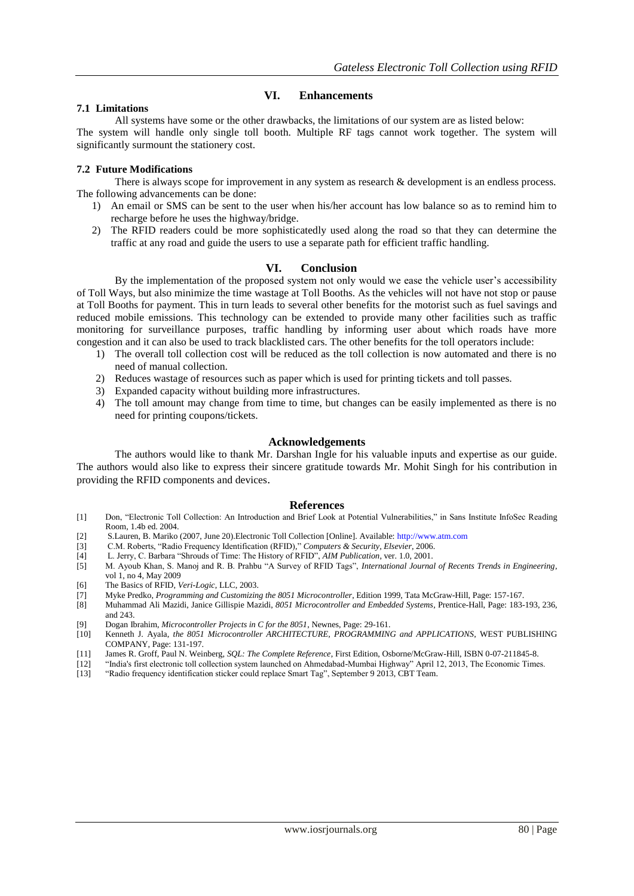## VI. Enhancements

### 7.1 Limitations

All systems have some or the other drawbacks, the limitations of our system are as listed below:
The system will handle only single toll booth. Multiple RF tags cannot work together. The system will significantly surmount the stationery cost.

### 7.2 Future Modifications

There is always scope for improvement in any system as research & development is an endless process. The following advancements can be done:

1) An email or SMS can be sent to the user when his/her account has low balance so as to remind him to recharge before he uses the highway/bridge.
2) The RFID readers could be more sophisticatedly used along the road so that they can determine the traffic at any road and guide the users to use a separate path for efficient traffic handling.

## VI. Conclusion

By the implementation of the proposed system not only would we ease the vehicle user's accessibility of Toll Ways, but also minimize the time wastage at Toll Booths. As the vehicles will not have not stop or pause at Toll Booths for payment. This in turn leads to several other benefits for the motorist such as fuel savings and reduced mobile emissions. This technology can be extended to provide many other facilities such as traffic monitoring for surveillance purposes, traffic handling by informing user about which roads have more congestion and it can also be used to track blacklisted cars. The other benefits for the toll operators include:

1) The overall toll collection cost will be reduced as the toll collection is now automated and there is no need of manual collection.
2) Reduces wastage of resources such as paper which is used for printing tickets and toll passes.
3) Expanded capacity without building more infrastructures.
4) The toll amount may change from time to time, but changes can be easily implemented as there is no need for printing coupons/tickets.

## Acknowledgements

The authors would like to thank Mr. Darshan Ingle for his valuable inputs and expertise as our guide. The authors would also like to express their sincere gratitude towards Mr. Mohit Singh for his contribution in providing the RFID components and devices.

## References

[1] Don, "Electronic Toll Collection: An Introduction and Brief Look at Potential Vulnerabilities," in Sans Institute InfoSec Reading Room, 1.4b ed. 2004.
[2] S.Lauren, B. Mariko (2007, June 20).Electronic Toll Collection [Online]. Available: http://www.atm.com
[3] C.M. Roberts, "Radio Frequency Identification (RFID)," *Computers & Security, Elsevier*, 2006.
[4] L. Jerry, C. Barbara "Shrouds of Time: The History of RFID", *AIM Publication*, ver. 1.0, 2001.
[5] M. Ayoub Khan, S. Manoj and R. B. Prahbu "A Survey of RFID Tags", *International Journal of Recents Trends in Engineering*, vol 1, no 4, May 2009
[6] The Basics of RFID, *Veri-Logic*, LLC, 2003.
[7] Myke Predko, *Programming and Customizing the 8051 Microcontroller*, Edition 1999, Tata McGraw-Hill, Page: 157-167.
[8] Muhammad Ali Mazidi, Janice Gillispie Mazidi, *8051 Microcontroller and Embedded Systems*, Prentice-Hall, Page: 183-193, 236, and 243.
[9] Dogan Ibrahim, *Microcontroller Projects in C for the 8051*, Newnes, Page: 29-161.
[10] Kenneth J. Ayala, *the 8051 Microcontroller ARCHITECTURE, PROGRAMMING and APPLICATIONS*, WEST PUBLISHING COMPANY, Page: 131-197.
[11] James R. Groff, Paul N. Weinberg, *SQL: The Complete Reference*, First Edition, Osborne/McGraw-Hill, ISBN 0-07-211845-8.
[12] "India's first electronic toll collection system launched on Ahmedabad-Mumbai Highway" April 12, 2013, The Economic Times.
[13] "Radio frequency identification sticker could replace Smart Tag", September 9 2013, CBT Team.